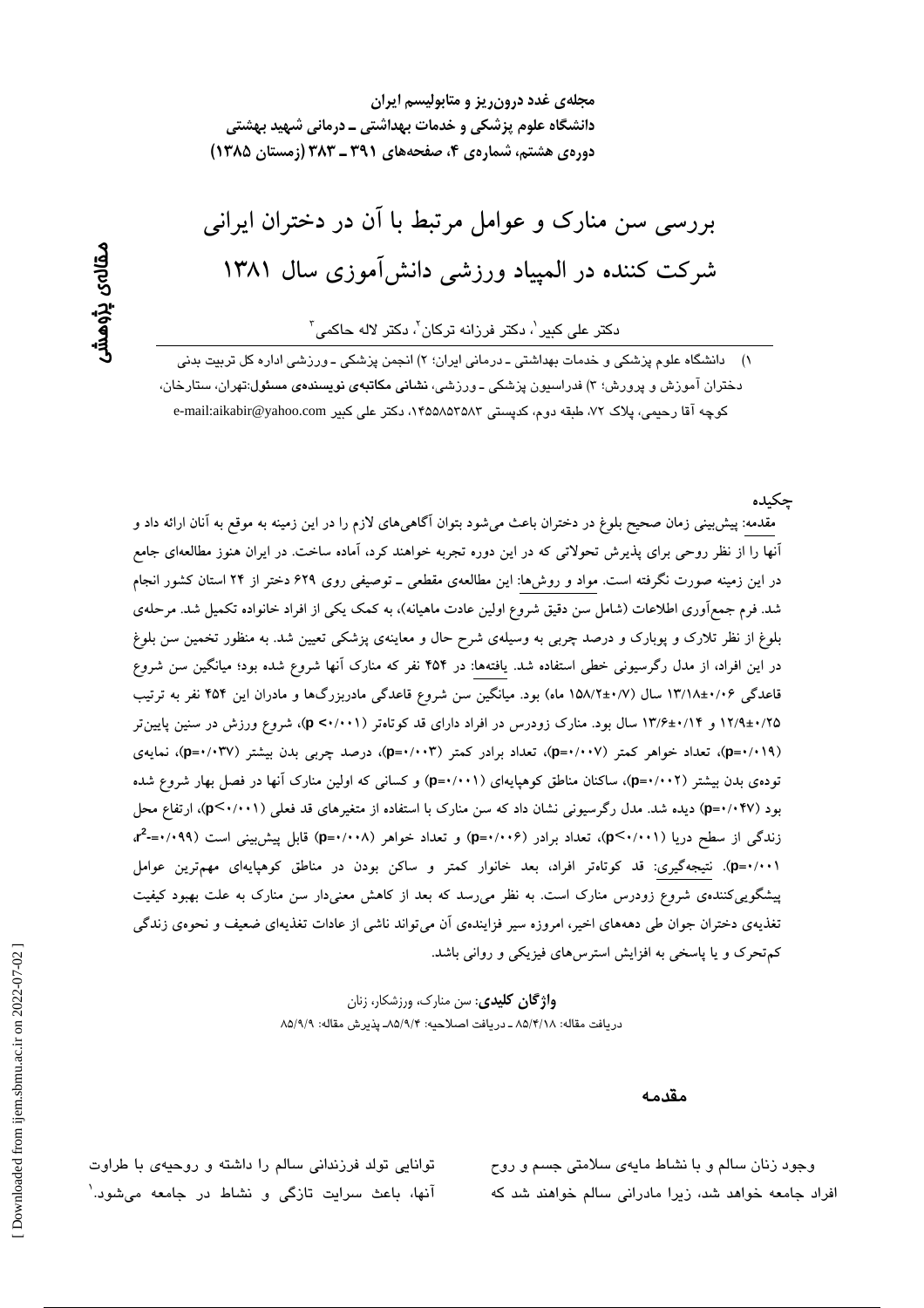مجله‌ی غدد درون‌ریز و متابولیسم ایران
دانشگاه علوم پزشکی و خدمات بهداشتی ـ درمانی شهید بهشتی
دوره‌ی هشتم، شماره‌ی ۴، صفحه‌های ۳۹۱ ـ ۳۸۳ (زمستان ۱۳۸۵)

مقاله‌ی پژوهشی

# بررسی سن منارک و عوامل مرتبط با آن در دختران ایرانی شرکت کننده در المپیاد ورزشی دانش‌آموزی سال ۱۳۸۱

دکتر علی کبیر[۱]، دکتر فرزانه ترکان[۲]، دکتر لاله حاکمی[۳]

۱) دانشگاه علوم پزشکی و خدمات بهداشتی ـ درمانی ایران؛ ۲) انجمن پزشکی ـ ورزشی اداره کل تربیت بدنی دختران آموزش و پرورش؛ ۳) فدراسیون پزشکی ـ ورزشی، **نشانی مکاتبه‌ی نویسنده‌ی مسئول**:تهران، ستارخان، کوچه آقا رحیمی، پلاک ۷۲، طبقه دوم، کدپستی ۱۴۵۵۸۵۳۵۸۳، دکتر علی کبیر e-mail:aikabir@yahoo.com

## چکیده

مقدمه: پیش‌بینی زمان صحیح بلوغ در دختران باعث می‌شود بتوان آگاهی‌های لازم را در این زمینه به موقع به آنان ارائه داد و آنها را از نظر روحی برای پذیرش تحولاتی که در این دوره تجربه خواهند کرد، آماده ساخت. در ایران هنوز مطالعه‌ای جامع در این زمینه صورت نگرفته است. مواد و روش‌ها: این مطالعه‌ی مقطعی ـ توصیفی روی ۶۲۹ دختر از ۲۴ استان کشور انجام شد. فرم جمع‌آوری اطلاعات (شامل سن دقیق شروع اولین عادت ماهیانه)، به کمک یکی از افراد خانواده تکمیل شد. مرحله‌ی بلوغ از نظر تلارک و پوبارک و درصد چربی به وسیله‌ی شرح حال و معاینه‌ی پزشکی تعیین شد. به منظور تخمین سن بلوغ در این افراد، از مدل رگرسیونی خطی استفاده شد. یافته‌ها: در ۴۵۴ نفر که منارک آنها شروع شده بود؛ میانگین سن شروع قاعدگی ۰/۰۶±۱۳/۱۸ سال (۰/۷±۱۵۸/۲ ماه) بود. میانگین سن شروع قاعدگی مادربزرگ‌ها و مادران این ۴۵۴ نفر به ترتیب ۰/۲۵±۱۲/۹ و ۰/۱۴±۱۳/۶ سال بود. منارک زودرس در افراد دارای قد کوتاه‌تر ($p<0/001$)، شروع ورزش در سنین پایین‌تر ($p=0/019$)، تعداد خواهر کمتر ($p=0/007$)، تعداد برادر کمتر ($p=0/003$)، درصد چربی بدن بیشتر ($p=0/037$)، نمایه‌ی توده‌ی بدن بیشتر ($p=0/002$)، ساکنان مناطق کوهپایه‌ای ($p=0/001$) و کسانی که اولین منارک آنها در فصل بهار شروع شده بود ($p=0/047$) دیده شد. مدل رگرسیونی نشان داد که سن منارک با استفاده از متغیرهای قد فعلی ($p<0/001$)، ارتفاع محل زندگی از سطح دریا ($p<0/001$)، تعداد برادر ($p=0/006$) و تعداد خواهر ($p=0/008$) قابل پیش‌بینی است ($r^2=0/099$، $p=0/001$). نتیجه‌گیری: قد کوتاه‌تر افراد، بعد خانوار کمتر و ساکن بودن در مناطق کوهپایه‌ای مهم‌ترین عوامل پیشگویی‌کننده‌ی شروع زودرس منارک است. به نظر می‌رسد که بعد از کاهش معنی‌دار سن منارک به علت بهبود کیفیت تغذیه‌ی دختران جوان طی دهه‌های اخیر، امروزه سیر فزاینده‌ی آن می‌تواند ناشی از عادات تغذیه‌ای ضعیف و نحوه‌ی زندگی کم‌تحرک و یا پاسخی به افزایش استرس‌های فیزیکی و روانی باشد.

**واژگان کلیدی**: سن منارک، ورزشکار، زنان

دریافت مقاله: ۸۵/۴/۱۸ ـ دریافت اصلاحیه: ۸۵/۹/۴ـ پذیرش مقاله: ۸۵/۹/۹

## مقدمه

وجود زنان سالم و با نشاط مایه‌ی سلامتی جسم و روح افراد جامعه خواهد شد، زیرا مادرانی سالم خواهند شد که توانایی تولد فرزندانی سالم را داشته و روحیه‌ی با طراوت آنها، باعث سرایت تازگی و نشاط در جامعه می‌شود.[۱]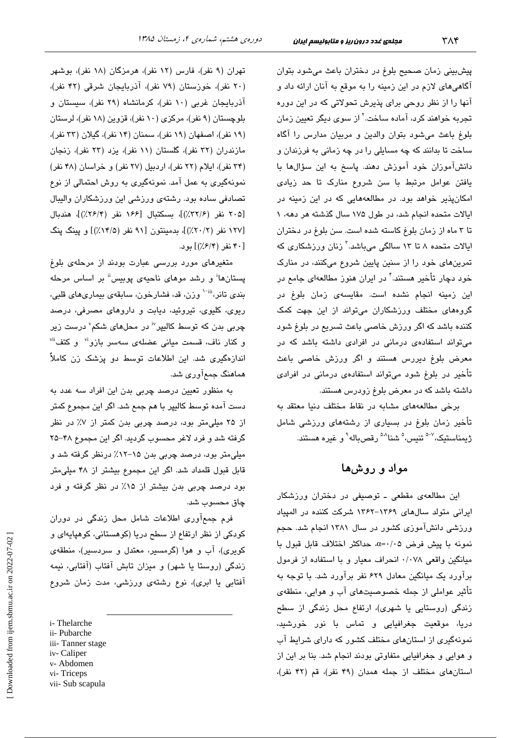پیش‌بینی زمان صحیح بلوغ در دختران باعث می‌شود بتوان آگاهی‌های لازم در این زمینه را به موقع به آنان ارائه داد و آنها را از نظر روحی برای پذیرش تحولاتی که در این دوره تجربه خواهند کرد، آماده ساخت.[۲] از سوی دیگر تعیین زمان بلوغ باعث می‌شود بتوان والدین و مربیان مدارس را آگاه ساخت تا بدانند که چه مسایلی را در چه زمانی به فرزندان و دانش‌آموزان خود آموزش دهند. پاسخ به این سؤال‌ها با یافتن عوامل مرتبط با سن شروع منارک تا حد زیادی امکان‌پذیر خواهد بود. در مطالعه‌هایی که در این زمینه در ایالات متحده انجام شد، در طول ۱۷۵ سال گذشته هر دهه، ۱ تا ۳ ماه از زمان بلوغ کاسته شده است. سن بلوغ در دختران ایالات متحده ۸ تا ۱۳ سالگی می‌باشد.[۳] زنان ورزشکاری که تمرین‌های خود را از سنین پایین شروع می‌کنند، در منارک خود دچار تأخیر هستند.[۴] در ایران هنوز مطالعه‌ای جامع در این زمینه انجام نشده است. مقایسه‌ی زمان بلوغ در گروه‌های مختلف ورزشکاران می‌تواند از این جهت کمک کننده باشد که اگر ورزش خاصی باعث تسریع در بلوغ شود می‌تواند استفاده‌ی درمانی در افرادی داشته باشد که در معرض بلوغ دیررس هستند و اگر ورزش خاصی باعث تأخیر در بلوغ شود می‌تواند استفاده‌ی درمانی در افرادی داشته باشد که در معرض بلوغ زودرس هستند.

برخی مطالعه‌های مشابه در نقاط مختلف دنیا معتقد به تأخیر زمان بلوغ در بسیاری از رشته‌های ورزشی شامل ژیمناستیک،[۵-۷] تنیس،[۵] شنا[۵،۸] رقص‌باله[۹] و غیره هستند.

## مواد و روش‌ها

این مطالعه‌ی مقطعی ـ توصیفی در دختران ورزشکار ایرانی متولد سال‌های ۱۳۶۹-۱۳۶۲ شرکت کننده در المپیاد ورزشی دانش‌آموزی کشور در سال ۱۳۸۱ انجام شد. حجم نمونه با پیش فرض $\alpha$=۰/۰۵، حداکثر اختلاف قابل قبول با میانگین واقعی ۰/۰۷۸ انحراف معیار و با استفاده از فرمول برآورد یک میانگین معادل ۶۲۹ نفر برآورد شد. با توجه به تأثیر عواملی از جمله خصوصیت‌های آب و هوایی، منطقه‌ی زندگی (روستایی یا شهری)، ارتفاع محل زندگی از سطح دریا، موقعیت جغرافیایی و تماس با نور خورشید، نمونه‌گیری از استان‌های مختلف کشور که دارای شرایط آب و هوایی و جغرافیایی متفاوتی بودند انجام شد. بنا بر این از استان‌های مختلف از جمله همدان (۴۹ نفر)، قم (۴۲ نفر)، تهران (۹ نفر)، فارس (۱۲ نفر)، هرمزگان (۱۸ نفر)، بوشهر (۲۰ نفر)، خوزستان (۷۹ نفر)، آذربایجان شرقی (۴۲ نفر)، آذربایجان غربی (۱۰ نفر)، کرمانشاه (۲۹ نفر)، سیستان و بلوچستان (۹ نفر)، مرکزی (۱۰ نفر)، قزوین (۱۸ نفر)، لرستان (۱۹ نفر)، اصفهان (۱۹ نفر)، سمنان (۱۴ نفر)، گیلان (۳۳ نفر)، مازندران (۳۲ نفر)، گلستان (۱۱ نفر)، یزد (۲۳ نفر)، زنجان (۳۴ نفر)، ایلام (۲۲ نفر)، اردبیل (۲۷ نفر) و خراسان (۴۸ نفر) نمونه‌گیری به عمل آمد. نمونه‌گیری به روش احتمالی از نوع تصادفی ساده بود. رشته‌ی ورزشی این ورزشکاران والیبال [۲۰۵ نفر (۳۲/۶٪)]، بسکتبال [۱۶۶ نفر (۲۶/۴٪)]، هندبال [۱۲۷ نفر (۲۰/۲٪)]، بدمینتون [۹۱ نفر (۱۴/۵٪)] و پینگ پنگ [۴۰ نفر (۶/۴٪)] بود.

متغیرهای مورد بررسی عبارت بودند از مرحله‌ی بلوغ پستان‌ها[i] و رشد موهای ناحیه‌ی پوبیس[ii] بر اساس مرحله بندی تانر،[iii،۱۰] وزن، قد، فشارخون، سابقه‌ی بیماری‌های قلبی، ریوی، کلیوی، تیروئید، دیابت و داروهای مصرفی، درصد چربی بدن که توسط کالیپر[iv] در محل‌های شکم[v] درست زیر و کنار ناف، قسمت میانی عضله‌ی سه‌سر بازو[vi] و کتف[vii] اندازه‌گیری شد. این اطلاعات توسط دو پزشک زن کاملاً هماهنگ جمع‌آوری شد.

به منظور تعیین درصد چربی بدن این افراد سه عدد به دست آمده توسط کالیپر با هم جمع شد. اگر این مجموع کمتر از ۲۵ میلی‌متر بود، درصد چربی بدن کمتر از ۷٪ در نظر گرفته شد و فرد لاغر محسوب گردید. اگر این مجموع ۴۸-۲۵ میلی‌متر بود، درصد چربی بدن ۱۵-۱۲٪ درنظر گرفته شد و قابل قبول قلمداد شد. اگر این مجموع بیشتر از ۴۸ میلی‌متر بود درصد چربی بدن بیشتر از ۱۵٪ در نظر گرفته و فرد چاق محسوب شد.

فرم جمع‌آوری اطلاعات شامل محل زندگی در دوران کودکی از نظر ارتفاع از سطح دریا (کوهستانی، کوهپایه‌ای و کویری)، آب و هوا (گرمسیر، معتدل و سردسیر)، منطقه‌ی زندگی (روستا یا شهر) و میزان تابش آفتاب (آفتابی، نیمه آفتابی یا ابری)، نوع رشته‌ی ورزشی، مدت زمان شروع

---

i- Thelarche
ii- Pubarche
iii- Tanner stage
iv- Caliper
v- Abdomen
vi- Triceps
vii- Sub scapula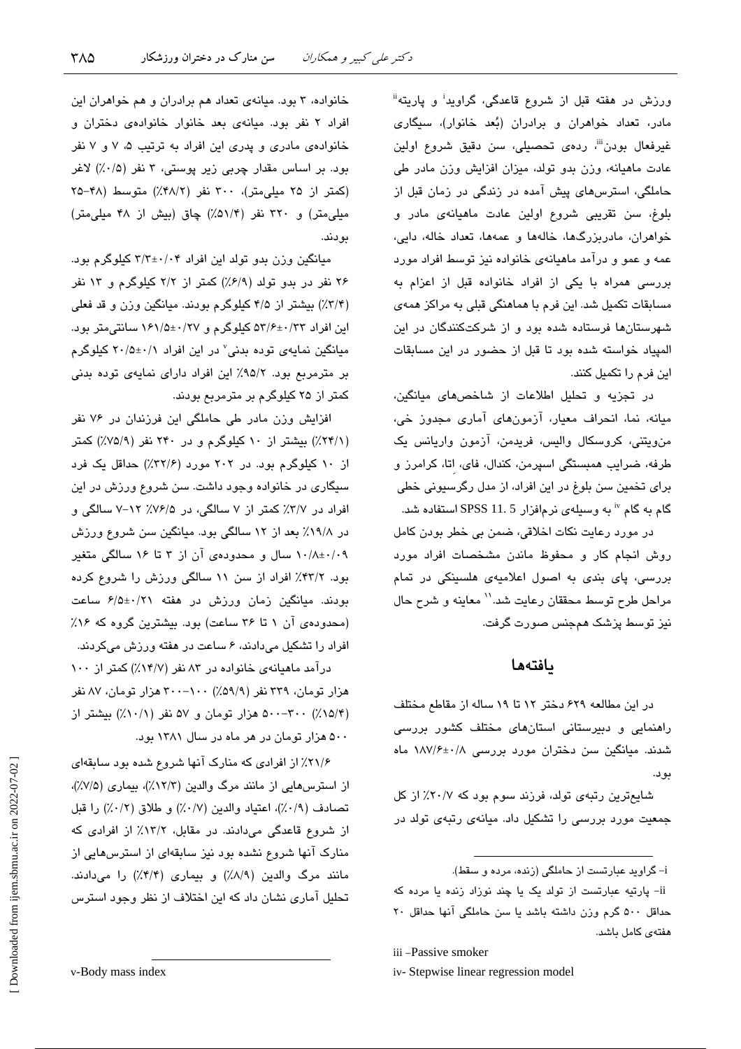ورزش در هفته قبل از شروع قاعدگی، گراوید[i] و پاریته[ii] مادر، تعداد خواهران و برادران (بُعد خانوار)، سیگاری غیرفعال بودن[iii]، رده‌ی تحصیلی، سن دقیق شروع اولین عادت ماهیانه، وزن بدو تولد، میزان افزایش وزن مادر طی حاملگی، استرس‌های پیش آمده در زندگی در زمان قبل از بلوغ، سن تقریبی شروع اولین عادت ماهیانه‌ی مادر و خواهران، مادربزرگ‌ها، خاله‌ها و عمه‌ها، تعداد خاله، دایی، عمه و عمو و درآمد ماهیانه‌ی خانواده نیز توسط افراد مورد بررسی همراه با یکی از افراد خانواده قبل از اعزام به مسابقات تکمیل شد. این فرم با هماهنگی قبلی به مراکز همه‌ی شهرستان‌ها فرستاده شده بود و از شرکت‌کنندگان در این المپیاد خواسته شده بود تا قبل از حضور در این مسابقات این فرم را تکمیل کنند.

در تجزیه و تحلیل اطلاعات از شاخص‌های میانگین، میانه، نما، انحراف معیار، آزمون‌های آماری مجذور خی، من‌ویتنی، کروسکال والیس، فریدمن، آزمون واریانس یک طرفه، ضرایب همبستگی اسپرمن، کندال، فای، اتا، کرامرز و برای تخمین سن بلوغ در این افراد، از مدل رگرسیونی خطی گام به گام[iv] به وسیله‌ی نرم‌افزار SPSS 11. 5 استفاده شد.

در مورد رعایت نکات اخلاقی، ضمن بی خطر بودن کامل روش انجام کار و محفوظ ماندن مشخصات افراد مورد بررسی، پای بندی به اصول اعلامیه‌ی هلسینکی در تمام مراحل طرح توسط محققان رعایت شد.[11] معاینه و شرح حال نیز توسط پزشک هم‌جنس صورت گرفت.

## یافته‌ها

در این مطالعه ۶۲۹ دختر ۱۲ تا ۱۹ ساله از مقاطع مختلف راهنمایی و دبیرستانی استان‌های مختلف کشور بررسی شدند. میانگین سن دختران مورد بررسی ۰/۸±۱۸۷/۶ ماه بود.

شایع‌ترین رتبه‌ی تولد، فرزند سوم بود که ۲۰/۷٪ از کل جمعیت مورد بررسی را تشکیل داد. میانه‌ی رتبه‌ی تولد در خانواده، ۳ بود. میانه‌ی تعداد هم برادران و هم خواهران این افراد ۲ نفر بود. میانه‌ی بعد خانوار خانواده‌ی دختران و خانواده‌ی مادری و پدری این افراد به ترتیب ۵، ۷ و ۷ نفر بود. بر اساس مقدار چربی زیر پوستی، ۳ نفر (۰/۵٪) لاغر (کمتر از ۲۵ میلی‌متر)، ۳۰۰ نفر (۴۸/۲٪) متوسط (۴۸-۲۵ میلی‌متر) و ۳۲۰ نفر (۵۱/۴٪) چاق (بیش از ۴۸ میلی‌متر) بودند.

میانگین وزن بدو تولد این افراد ۰/۰۴±۳/۳ کیلوگرم بود. ۲۶ نفر در بدو تولد (۶/۹٪) کمتر از ۲/۲ کیلوگرم و ۱۳ نفر (۳/۴٪) بیشتر از ۴/۵ کیلوگرم بودند. میانگین وزن و قد فعلی این افراد ۰/۳۳±۵۳/۶ کیلوگرم و ۰/۲۷±۱۶۱/۵ سانتی‌متر بود. میانگین نمایه‌ی توده بدنی[v] در این افراد ۰/۱±۲۰/۵ کیلوگرم بر مترمربع بود. ۹۵/۲٪ این افراد دارای نمایه‌ی توده بدنی کمتر از ۲۵ کیلوگرم بر مترمربع بودند.

افزایش وزن مادر طی حاملگی این فرزندان در ۷۶ نفر (۲۴/۱٪) بیشتر از ۱۰ کیلوگرم و در ۲۴۰ نفر (۷۵/۹٪) کمتر از ۱۰ کیلوگرم بود. در ۲۰۲ مورد (۳۲/۶٪) حداقل یک فرد سیگاری در خانواده وجود داشت. سن شروع ورزش در این افراد در ۳/۷٪ کمتر از ۷ سالگی، در ۷۶/۵٪ ۱۲-۷ سالگی و در ۱۹/۸٪ بعد از ۱۲ سالگی بود. میانگین سن شروع ورزش ۰/۰۹±۱۰/۸ سال و محدوده‌ی آن از ۳ تا ۱۶ سالگی متغیر بود. ۴۳/۲٪ افراد از سن ۱۱ سالگی ورزش را شروع کرده بودند. میانگین زمان ورزش در هفته ۰/۲۱±۶/۵ ساعت (محدوده‌ی آن ۱ تا ۳۶ ساعت) بود. بیشترین گروه که ۱۶٪ افراد را تشکیل می‌دادند، ۶ ساعت در هفته ورزش می‌کردند.

درآمد ماهیانه‌ی خانواده در ۸۳ نفر (۱۴/۷٪) کمتر از ۱۰۰ هزار تومان، ۳۳۹ نفر (۵۹/۹٪) ۳۰۰-۱۰۰ هزار تومان، ۸۷ نفر (۱۵/۴٪) ۵۰۰-۳۰۰ هزار تومان و ۵۷ نفر (۱۰/۱٪) بیشتر از ۵۰۰ هزار تومان در هر ماه در سال ۱۳۸۱ بود.

۲۱/۶٪ از افرادی که منارک آنها شروع شده بود سابقه‌ای از استرس‌هایی از مانند مرگ والدین (۱۲/۳٪)، بیماری (۷/۵٪)، تصادف (۰/۹٪)، اعتیاد والدین (۰/۷٪) و طلاق (۰/۲٪) را قبل از شروع قاعدگی می‌دادند. در مقابل، ۱۳/۲٪ از افرادی که منارک آنها شروع نشده بود نیز سابقه‌ای از استرس‌هایی از مانند مرگ والدین (۸/۹٪) و بیماری (۴/۴٪) را می‌دادند. تحلیل آماری نشان داد که این اختلاف از نظر وجود استرس

---

i- گراوید عبارتست از حاملگی (زنده، مرده و سقط).

ii- پاریته عبارتست از تولد یک یا چند نوزاد زنده یا مرده که حداقل ۵۰۰ گرم وزن داشته باشد یا سن حاملگی آنها حداقل ۲۰ هفته‌ی کامل باشد.

iii -Passive smoker

iv- Stepwise linear regression model

v-Body mass index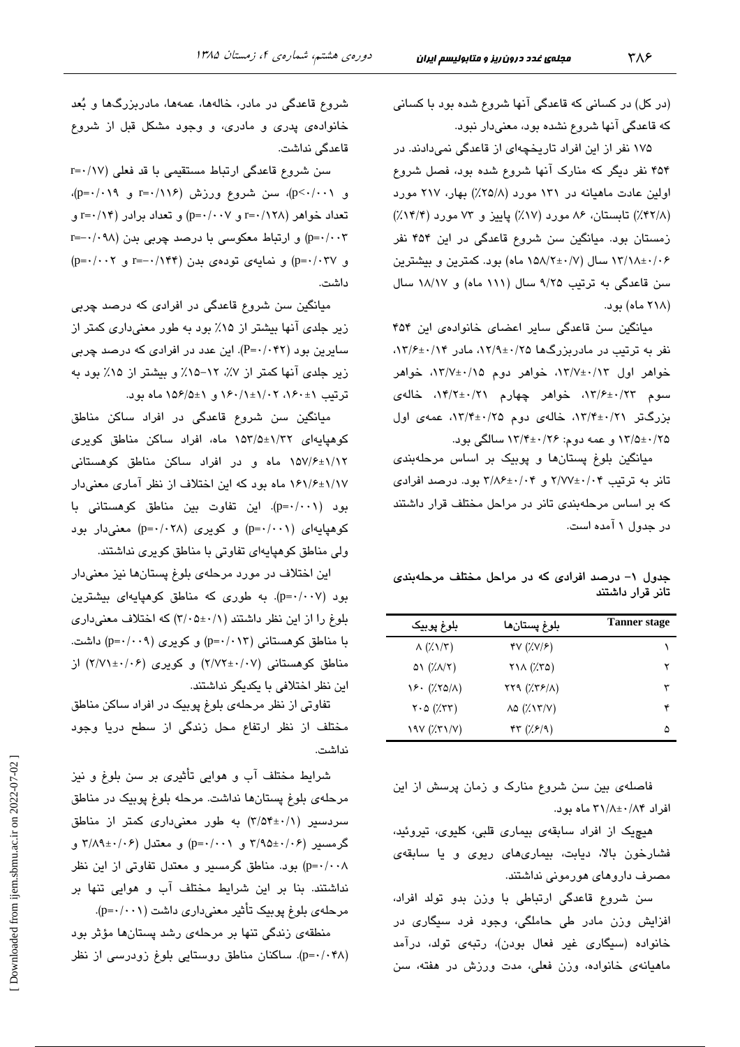(در کل) در کسانی که قاعدگی آنها شروع شده بود با کسانی که قاعدگی آنها شروع نشده بود، معنی‌دار نبود.

۱۷۵ نفر از این افراد تاریخچه‌ای از قاعدگی نمی‌دادند. در ۴۵۴ نفر دیگر که منارک آنها شروع شده بود، فصل شروع اولین عادت ماهیانه در ۱۳۱ مورد (۲۵/۸٪) بهار، ۲۱۷ مورد (۴۲/۸٪) تابستان، ۸۶ مورد (۱۷٪) پاییز و ۷۳ مورد (۱۴/۴٪) زمستان بود. میانگین سن شروع قاعدگی در این ۴۵۴ نفر ۰/۰۶±۱۳/۱۸ سال (۰/۷±۱۵۸/۲ ماه) بود. کمترین و بیشترین سن قاعدگی به ترتیب ۹/۲۵ سال (۱۱۱ ماه) و ۱۸/۱۷ سال (۲۱۸ ماه) بود.

میانگین سن قاعدگی سایر اعضای خانواده‌ی این ۴۵۴ نفر به ترتیب در مادربزرگ‌ها ۰/۲۵±۱۲/۹، مادر ۰/۱۴±۱۳/۶، خواهر اول ۰/۱۳±۱۳/۷، خواهر دوم ۰/۱۵±۱۳/۷، خواهر سوم ۰/۲۳±۱۳/۶، خواهر چهارم ۰/۲۱±۱۴/۲، خاله‌ی بزرگ‌تر ۰/۲۱±۱۳/۴، خاله‌ی دوم ۰/۲۵±۱۳/۴، عمه‌ی اول ۰/۲۵±۱۳/۵ و عمه دوم: ۰/۲۶±۱۳/۴ سالگی بود.

میانگین بلوغ پستان‌ها و پوبیک بر اساس مرحله‌بندی تانر به ترتیب ۰/۰۴±۲/۷۷ و ۰/۰۴±۳/۸۶ بود. درصد افرادی که بر اساس مرحله‌بندی تانر در مراحل مختلف قرار داشتند در جدول ۱ آمده است.

جدول ۱- درصد افرادی که در مراحل مختلف مرحله‌بندی تانر قرار داشتند

| Tanner stage | بلوغ پستان‌ها | بلوغ پوبیک |
|---|---|---|
| ۱ | ۴۷ (٪۷/۶) | ۸ (٪۱/۳) |
| ۲ | ۲۱۸ (٪۳۵) | ۵۱ (٪۸/۲) |
| ۳ | ۲۲۹ (٪۳۶/۸) | ۱۶۰ (٪۲۵/۸) |
| ۴ | ۸۵ (٪۱۳/۷) | ۲۰۵ (٪۳۳) |
| ۵ | ۴۳ (٪۶/۹) | ۱۹۷ (٪۳۱/۷) |

فاصله‌ی بین سن شروع منارک و زمان پرسش از این افراد ۰/۸۴±۳۱/۸ ماه بود.

هیچ‌یک از افراد سابقه‌ی بیماری قلبی، کلیوی، تیروئید، فشارخون بالا، دیابت، بیماری‌های ریوی و یا سابقه‌ی مصرف داروهای هورمونی نداشتند.

سن شروع قاعدگی ارتباطی با وزن بدو تولد افراد، افزایش وزن مادر طی حاملگی، وجود فرد سیگاری در خانواده (سیگاری غیر فعال بودن)، رتبه‌ی تولد، درآمد ماهیانه‌ی خانواده، وزن فعلی، مدت ورزش در هفته، سن شروع قاعدگی در مادر، خاله‌ها، عمه‌ها، مادربزرگ‌ها و بُعد خانواده‌ی پدری و مادری، و وجود مشکل قبل از شروع قاعدگی نداشت.

سن شروع قاعدگی ارتباط مستقیمی با قد فعلی (r=۰/۱۷ و p<۰/۰۰۱)، سن شروع ورزش (r=۰/۱۱۶ و p=۰/۰۱۹)، تعداد خواهر (r=۰/۱۲۸ و p=۰/۰۰۷) و تعداد برادر (r=۰/۱۴ و p=۰/۰۰۳) و ارتباط معکوسی با درصد چربی بدن (r=-۰/۰۹۸ و p=۰/۰۳۷) و نمایه‌ی توده‌ی بدن (r=-۰/۱۴۴ و p=۰/۰۰۲) داشت.

میانگین سن شروع قاعدگی در افرادی که درصد چربی زیر جلدی آنها بیشتر از ۱۵٪ بود به طور معنی‌داری کمتر از سایرین بود (P=۰/۰۴۲). این عدد در افرادی که درصد چربی زیر جلدی آنها کمتر از ۷٪، ۱۲-۱۵٪ و بیشتر از ۱۵٪ بود به ترتیب ۱±۱۶۰، ۱/۰۲±۱۶۰/۱ و ۱±۱۵۶/۵ ماه بود.

میانگین سن شروع قاعدگی در افراد ساکن مناطق کوهپایه‌ای ۱/۳۲±۱۵۳/۵ ماه، افراد ساکن مناطق کویری ۱/۱۲±۱۵۷/۶ ماه و در افراد ساکن مناطق کوهستانی ۱/۱۷±۱۶۱/۶ ماه بود که این اختلاف از نظر آماری معنی‌دار بود (p=۰/۰۰۱). این تفاوت بین مناطق کوهستانی با کوهپایه‌ای (p=۰/۰۰۱) و کویری (p=۰/۰۲۸) معنی‌دار بود ولی مناطق کوهپایه‌ای تفاوتی با مناطق کویری نداشتند.

این اختلاف در مورد مرحله‌ی بلوغ پستان‌ها نیز معنی‌دار بود (p=۰/۰۰۷). به طوری که مناطق کوهپایه‌ای بیشترین بلوغ را از این نظر داشتند (۰/۱±۳/۰۵) که اختلاف معنی‌داری با مناطق کوهستانی (p=۰/۰۱۳) و کویری (p=۰/۰۰۹) داشت. مناطق کوهستانی (۰/۰۷±۲/۷۲) و کویری (۰/۰۶±۲/۷۱) از این نظر اختلافی با یکدیگر نداشتند.

تفاوتی از نظر مرحله‌ی بلوغ پوبیک در افراد ساکن مناطق مختلف از نظر ارتفاع محل زندگی از سطح دریا وجود نداشت.

شرایط مختلف آب و هوایی تأثیری بر سن بلوغ و نیز مرحله‌ی بلوغ پستان‌ها نداشت. مرحله بلوغ پوبیک در مناطق سردسیر (۰/۱±۳/۵۴) به طور معنی‌داری کمتر از مناطق گرمسیر (۰/۰۶±۳/۹۵ و p=۰/۰۰۱) و معتدل (۰/۰۶±۳/۸۹ و p=۰/۰۰۸) بود. مناطق گرمسیر و معتدل تفاوتی از این نظر نداشتند. بنا بر این شرایط مختلف آب و هوایی تنها بر مرحله‌ی بلوغ پوبیک تأثیر معنی‌داری داشت (p=۰/۰۰۱).

منطقه‌ی زندگی تنها بر مرحله‌ی رشد پستان‌ها مؤثر بود (p=۰/۰۴۸). ساکنان مناطق روستایی بلوغ زودرسی از نظر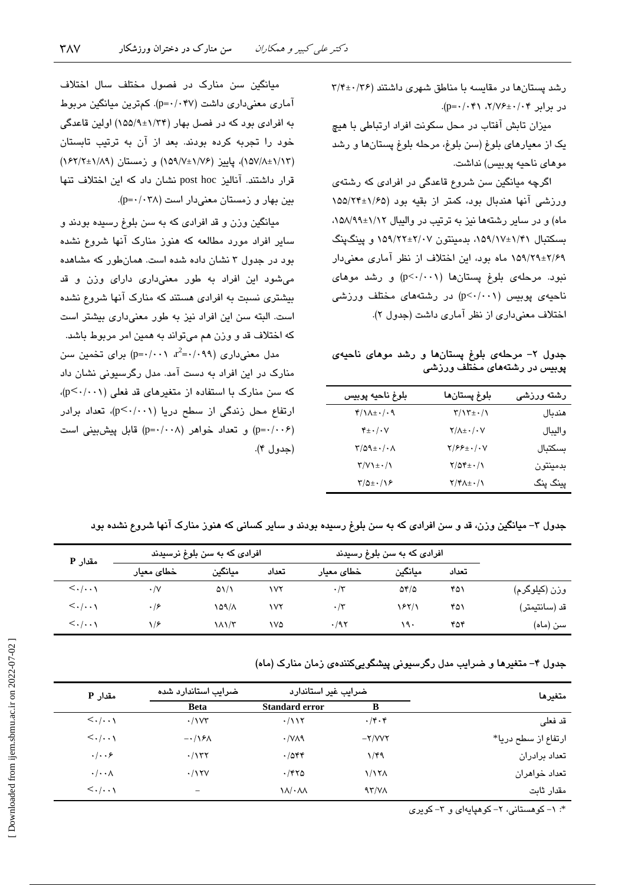رشد پستان‌ها در مقایسه با مناطق شهری داشتند (۳/۴±۰/۳۶ در برابر ۲/۷۶±۰/۰۴، p=۰/۰۴۱).

میزان تابش آفتاب در محل سکونت افراد ارتباطی با هیچ یک از معیارهای بلوغ (سن بلوغ، مرحله بلوغ پستان‌ها و رشد موهای ناحیه پوبیس) نداشت.

اگرچه میانگین سن شروع قاعدگی در افرادی که رشته‌ی ورزشی آنها هندبال بود، کمتر از بقیه بود (۱۵۵/۲۴±۱/۶۵ ماه) و در سایر رشته‌ها نیز به ترتیب در والیبال ۱۵۸/۹۹±۱/۱۲، بسکتبال ۱۵۹/۱۷±۱/۴۱، بدمینتون ۱۵۹/۲۲±۲/۰۷ و پینگ‌پنگ ۱۵۹/۲۹±۲/۶۹ ماه بود، این اختلاف از نظر آماری معنی‌دار نبود. مرحله‌ی بلوغ پستان‌ها (p<۰/۰۰۱) و رشد موهای ناحیه‌ی پوبیس (p<۰/۰۰۱) در رشته‌های مختلف ورزشی اختلاف معنی‌داری از نظر آماری داشت (جدول ۲).

**جدول ۲- مرحله‌ی بلوغ پستان‌ها و رشد موهای ناحیه‌ی پوبیس در رشته‌های مختلف ورزشی**

| رشته ورزشی | بلوغ پستان‌ها | بلوغ ناحیه پوبیس |
|---|---|---|
| هندبال | ۳/۱۳±۰/۱ | ۴/۱۸±۰/۰۹ |
| والیبال | ۲/۸±۰/۰۷ | ۴±۰/۰۷ |
| بسکتبال | ۲/۶۶±۰/۰۷ | ۳/۵۹±۰/۰۸ |
| بدمینتون | ۲/۵۴±۰/۱ | ۳/۷۱±۰/۱ |
| پینگ پنگ | ۲/۴۸±۰/۱ | ۳/۵±۰/۱۶ |

میانگین سن منارک در فصول مختلف سال اختلاف آماری معنی‌داری داشت (p=۰/۰۴۷). کم‌ترین میانگین مربوط به افرادی بود که در فصل بهار (۱۵۵/۹±۱/۳۴) اولین قاعدگی خود را تجربه کرده بودند. بعد از آن به ترتیب تابستان (۱۵۷/۸±۱/۱۳)، پاییز (۱۵۹/۷±۱/۷۶) و زمستان (۱۶۲/۲±۱/۸۹) قرار داشتند. آنالیز post hoc نشان داد که این اختلاف تنها بین بهار و زمستان معنی‌دار است (p=۰/۰۳۸).

میانگین وزن و قد افرادی که به سن بلوغ رسیده بودند و سایر افراد مورد مطالعه که هنوز منارک آنها شروع نشده بود در جدول ۳ نشان داده شده است. همان‌طور که مشاهده می‌شود این افراد به طور معنی‌داری دارای وزن و قد بیشتری نسبت به افرادی هستند که منارک آنها شروع نشده است. البته سن این افراد نیز به طور معنی‌داری بیشتر است که اختلاف قد و وزن هم می‌تواند به همین امر مربوط باشد.

مدل معنی‌داری ($r^2$=۰/۰۹۹، p=۰/۰۰۱) برای تخمین سن منارک در این افراد به دست آمد. مدل رگرسیونی نشان داد که سن منارک با استفاده از متغیرهای قد فعلی (p<۰/۰۰۱)، ارتفاع محل زندگی از سطح دریا (p<۰/۰۰۱)، تعداد برادر (p=۰/۰۰۶) و تعداد خواهر (p=۰/۰۰۸) قابل پیش‌بینی است (جدول ۴).

**جدول ۳- میانگین وزن، قد و سن افرادی که به سن بلوغ رسیده بودند و سایر کسانی که هنوز منارک آنها شروع نشده بود**

| | افرادی که به سن بلوغ رسیدند | | | افرادی که به سن بلوغ نرسیدند | | | مقدار P |
|---|---|---|---|---|---|---|---|
| | تعداد | میانگین | خطای معیار | تعداد | میانگین | خطای معیار | |
| وزن (کیلوگرم) | ۴۵۱ | ۵۴/۵ | ۰/۳ | ۱۷۲ | ۵۱/۱ | ۰/۷ | <۰/۰۰۱ |
| قد (سانتیمتر) | ۴۵۱ | ۱۶۲/۱ | ۰/۳ | ۱۷۲ | ۱۵۹/۸ | ۰/۶ | <۰/۰۰۱ |
| سن (ماه) | ۴۵۴ | ۱۹۰ | ۰/۹۲ | ۱۷۵ | ۱۸۱/۳ | ۱/۶ | <۰/۰۰۱ |

**جدول ۴- متغیرها و ضرایب مدل رگرسیونی پیشگویی‌کننده‌ی زمان منارک (ماه)**

| متغیرها | ضرایب غیر استاندارد | | ضرایب استاندارد شده | مقدار P |
|---|---|---|---|---|
| | B | Standard error | Beta | |
| قد فعلی | ۰/۴۰۴ | ۰/۱۱۲ | ۰/۱۷۳ | <۰/۰۰۱ |
| ارتفاع از سطح دریا* | −۲/۷۷۲ | ۰/۷۸۹ | −۰/۱۶۸ | <۰/۰۰۱ |
| تعداد برادران | ۱/۴۹ | ۰/۵۴۴ | ۰/۱۳۲ | ۰/۰۰۶ |
| تعداد خواهران | ۱/۱۲۸ | ۰/۴۲۵ | ۰/۱۲۷ | ۰/۰۰۸ |
| مقدار ثابت | ۹۳/۷۸ | ۱۸/۰۸۸ | – | <۰/۰۰۱ |

*: ۱- کوهستانی، ۲- کوهپایه‌ای و ۳- کویری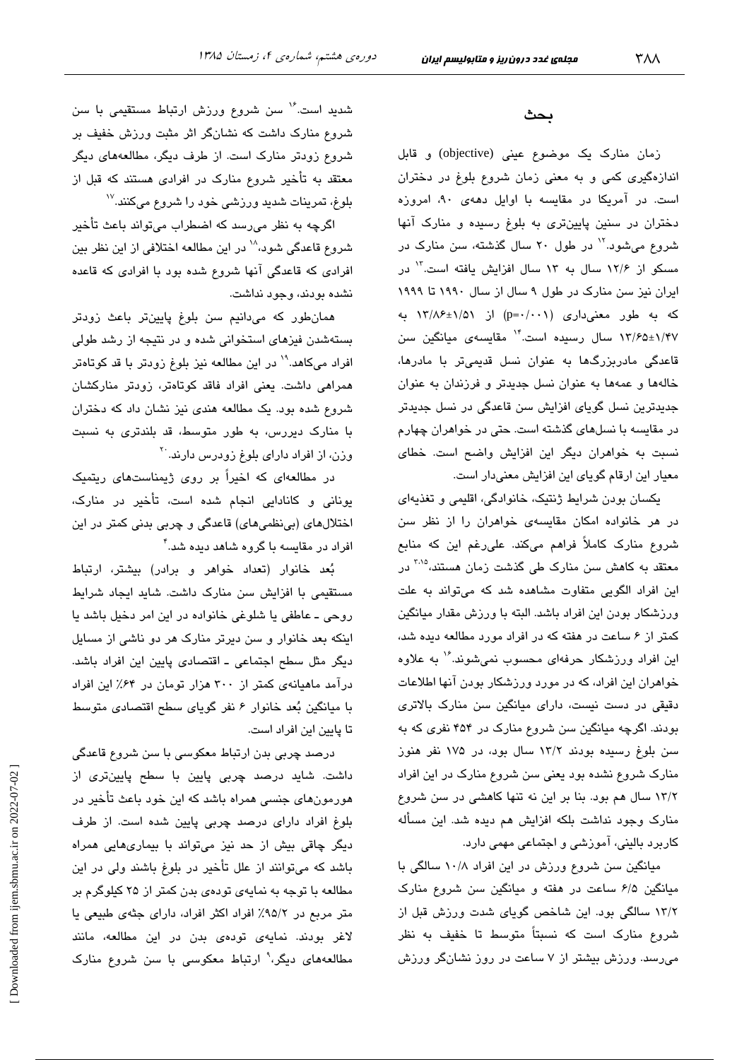## بحث

زمان منارک یک موضوع عینی (objective) و قابل اندازه‌گیری کمی و به معنی زمان شروع بلوغ در دختران است. در آمریکا در مقایسه با اوایل دهه‌ی ۹۰، امروزه دختران در سنین پایین‌تری به بلوغ رسیده و منارک آنها شروع می‌شود.[۱۲] در طول ۲۰ سال گذشته، سن منارک در مسکو از ۱۲/۶ سال به ۱۳ سال افزایش یافته است.[۱۳] در ایران نیز سن منارک در طول ۹ سال از سال ۱۹۹۰ تا ۱۹۹۹ که به طور معنی‌داری (p=۰/۰۰۱) از ۱/۵۱±۱۳/۸۶ به ۱/۴۷±۱۳/۶۵ سال رسیده است.[۱۴] مقایسه‌ی میانگین سن قاعدگی مادربزرگ‌ها به عنوان نسل قدیمی‌تر با مادرها، خاله‌ها و عمه‌ها به عنوان نسل جدیدتر و فرزندان به عنوان جدیدترین نسل گویای افزایش سن قاعدگی در نسل جدیدتر در مقایسه با نسل‌های گذشته است. حتی در خواهران چهارم نسبت به خواهران دیگر این افزایش واضح است. خطای معیار این ارقام گویای این افزایش معنی‌دار است.

یکسان بودن شرایط ژنتیک، خانوادگی، اقلیمی و تغذیه‌ای در هر خانواده امکان مقایسه‌ی خواهران را از نظر سن شروع منارک کاملاً فراهم می‌کند. علی‌رغم این که منابع معتقد به کاهش سن منارک طی گذشت زمان هستند،[۲،۱۵] در این افراد الگویی متفاوت مشاهده شد که می‌تواند به علت ورزشکار بودن این افراد باشد. البته با ورزش مقدار میانگین کمتر از ۶ ساعت در هفته که در افراد مورد مطالعه دیده شد، این افراد ورزشکار حرفه‌ای محسوب نمی‌شوند.[۱۶] به علاوه خواهران این افراد، که در مورد ورزشکار بودن آنها اطلاعات دقیقی در دست نیست، دارای میانگین سن منارک بالاتری بودند. اگرچه میانگین سن شروع منارک در ۴۵۴ نفری که به سن بلوغ رسیده بودند ۱۳/۲ سال بود، در ۱۷۵ نفر هنوز منارک شروع نشده بود یعنی سن شروع منارک در این افراد ۱۳/۲ سال هم بود. بنا بر این نه تنها کاهشی در سن شروع منارک وجود نداشت بلکه افزایش هم دیده شد. این مسأله کاربرد بالینی، آموزشی و اجتماعی مهمی دارد.

میانگین سن شروع ورزش در این افراد ۱۰/۸ سالگی با میانگین ۶/۵ ساعت در هفته و میانگین سن شروع منارک ۱۳/۲ سالگی بود. این شاخص گویای شدت ورزش قبل از شروع منارک است که نسبتاً متوسط تا خفیف به نظر می‌رسد. ورزش بیشتر از ۷ ساعت در روز نشانگر ورزش شدید است.[۱۶] سن شروع ورزش ارتباط مستقیمی با سن شروع منارک داشت که نشانگر اثر مثبت ورزش خفیف بر شروع زودتر منارک است. از طرف دیگر، مطالعه‌های دیگر معتقد به تأخیر شروع منارک در افرادی هستند که قبل از بلوغ، تمرینات شدید ورزشی خود را شروع می‌کنند.[۱۷]

اگرچه به نظر می‌رسد که اضطراب می‌تواند باعث تأخیر شروع قاعدگی شود،[۱۸] در این مطالعه اختلافی از این نظر بین افرادی که قاعدگی آنها شروع شده بود با افرادی که قاعده نشده بودند، وجود نداشت.

همان‌طور که می‌دانیم سن بلوغ پایین‌تر باعث زودتر بسته‌شدن فیزهای استخوانی شده و در نتیجه از رشد طولی افراد می‌کاهد.[۱۹] در این مطالعه نیز بلوغ زودتر با قد کوتاه‌تر همراهی داشت. یعنی افراد فاقد کوتاه‌تر، زودتر منارکشان شروع شده بود. یک مطالعه هندی نیز نشان داد که دختران با منارک دیررس، به طور متوسط، قد بلندتری به نسبت وزن، از افراد دارای بلوغ زودرس دارند.[۲۰]

در مطالعه‌ای که اخیراً بر روی ژیمناست‌های ریتمیک یونانی و کانادایی انجام شده است، تأخیر در منارک، اختلال‌های (بی‌نظمی‌های) قاعدگی و چربی بدنی کمتر در این افراد در مقایسه با گروه شاهد دیده شد.[۴]

بُعد خانوار (تعداد خواهر و برادر) بیشتر، ارتباط مستقیمی با افزایش سن منارک داشت. شاید ایجاد شرایط روحی ـ عاطفی یا شلوغی خانواده در این امر دخیل باشد یا اینکه بعد خانوار و سن دیرتر منارک هر دو ناشی از مسایل دیگر مثل سطح اجتماعی ـ اقتصادی پایین این افراد باشد. درآمد ماهیانه‌ی کمتر از ۳۰۰ هزار تومان در ۶۴٪ این افراد با میانگین بُعد خانوار ۶ نفر گویای سطح اقتصادی متوسط تا پایین این افراد است.

درصد چربی بدن ارتباط معکوسی با سن شروع قاعدگی داشت. شاید درصد چربی پایین با سطح پایین‌تری از هورمون‌های جنسی همراه باشد که این خود باعث تأخیر در بلوغ افراد دارای درصد چربی پایین شده است. از طرف دیگر چاقی بیش از حد نیز می‌تواند با بیماری‌هایی همراه باشد که می‌توانند از علل تأخیر در بلوغ باشند ولی در این مطالعه با توجه به نمایه‌ی توده‌ی بدن کمتر از ۲۵ کیلوگرم بر متر مربع در ۹۵/۲٪ افراد اکثر افراد، دارای جثه‌ی طبیعی یا لاغر بودند. نمایه‌ی توده‌ی بدن در این مطالعه، مانند مطالعه‌های دیگر،[۹] ارتباط معکوسی با سن شروع منارک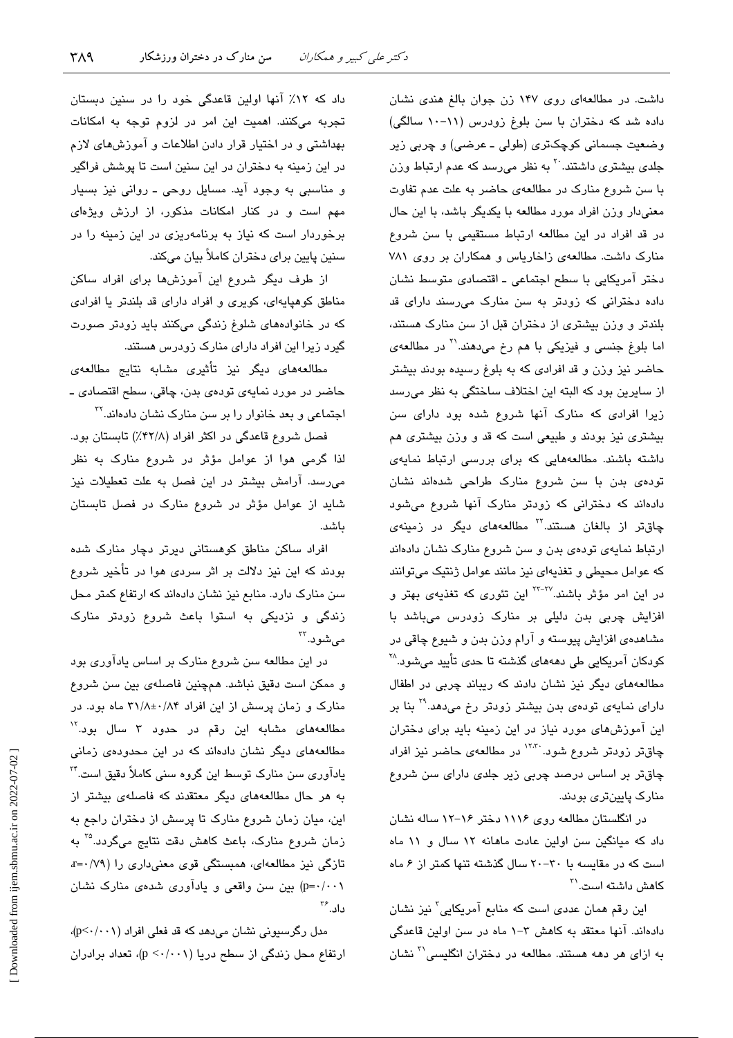داشت. در مطالعه‌ای روی ۱۴۷ زن جوان بالغ هندی نشان داده شد که دختران با سن بلوغ زودرس (۱۱–۱۰ سالگی) وضعیت جسمانی کوچک‌تری (طولی ـ عرضی) و چربی زیر جلدی بیشتری داشتند.[۲۰] به نظر می‌رسد که عدم ارتباط وزن با سن شروع منارک در مطالعه‌ی حاضر به علت عدم تفاوت معنی‌دار وزن افراد مورد مطالعه با یکدیگر باشد، با این حال در قد افراد در این مطالعه ارتباط مستقیمی با سن شروع منارک داشت. مطالعه‌ی زاخاریاس و همکاران بر روی ۷۸۱ دختر آمریکایی با سطح اجتماعی ـ اقتصادی متوسط نشان داده دخترانی که زودتر به سن منارک می‌رسند دارای قد بلندتر و وزن بیشتری از دختران قبل از سن منارک هستند، اما بلوغ جنسی و فیزیکی با هم رخ می‌دهند.[۲۱] در مطالعه‌ی حاضر نیز وزن و قد افرادی که به بلوغ رسیده بودند بیشتر از سایرین بود که البته این اختلاف ساختگی به نظر می‌رسد زیرا افرادی که منارک آنها شروع شده بود دارای سن بیشتری نیز بودند و طبیعی است که قد و وزن بیشتری هم داشته باشند. مطالعه‌هایی که برای بررسی ارتباط نمایه‌ی توده‌ی بدن با سن شروع منارک طراحی شده‌اند نشان داده‌اند که دخترانی که زودتر منارک آنها شروع می‌شود چاق‌تر از بالغان هستند.[۲۲] مطالعه‌های دیگر در زمینه‌ی ارتباط نمایه‌ی توده‌ی بدن و سن شروع منارک نشان داده‌اند که عوامل محیطی و تغذیه‌ای نیز مانند عوامل ژنتیک می‌توانند در این امر مؤثر باشند.[۲۷-۲۳] این تئوری که تغذیه‌ی بهتر و افزایش چربی بدن دلیلی بر منارک زودرس می‌باشد با مشاهده‌ی افزایش پیوسته و آرام وزن بدن و شیوع چاقی در کودکان آمریکایی طی دهه‌های گذشته تا حدی تأیید می‌شود.[۲۸] مطالعه‌های دیگر نیز نشان دادند که ریباند چربی در اطفال دارای نمایه‌ی توده‌ی بدن بیشتر زودتر رخ می‌دهد.[۲۹] بنا بر این آموزش‌های مورد نیاز در این زمینه باید برای دختران چاق‌تر زودتر شروع شود.[۱۲،۳۰] در مطالعه‌ی حاضر نیز افراد چاق‌تر بر اساس درصد چربی زیر جلدی دارای سن شروع منارک پایین‌تری بودند.

در انگلستان مطالعه روی ۱۱۱۶ دختر ۱۶–۱۲ ساله نشان داد که میانگین سن اولین عادت ماهانه ۱۲ سال و ۱۱ ماه است که در مقایسه با ۳۰–۲۰ سال گذشته تنها کمتر از ۶ ماه کاهش داشته است.[۳۱]

این رقم همان عددی است که منابع آمریکایی[۲] نیز نشان داده‌اند. آنها معتقد به کاهش ۳–۱ ماه در سن اولین قاعدگی به ازای هر دهه هستند. مطالعه در دختران انگلیسی[۳۱] نشان داد که ۱۲٪ آنها اولین قاعدگی خود را در سنین دبستان تجربه می‌کنند. اهمیت این امر در لزوم توجه به امکانات بهداشتی و در اختیار قرار دادن اطلاعات و آموزش‌های لازم در این زمینه به دختران در این سنین است تا پوشش فراگیر و مناسبی به وجود آید. مسایل روحی ـ روانی نیز بسیار مهم است و در کنار امکانات مذکور، از ارزش ویژه‌ای برخوردار است که نیاز به برنامه‌ریزی در این زمینه را در سنین پایین برای دختران کاملاً بیان می‌کند.

از طرف دیگر شروع این آموزش‌ها برای افراد ساکن مناطق کوهپایه‌ای، کویری و افراد دارای قد بلندتر یا افرادی که در خانواده‌های شلوغ زندگی می‌کنند باید زودتر صورت گیرد زیرا این افراد دارای منارک زودرس هستند.

مطالعه‌های دیگر نیز تأثیری مشابه نتایج مطالعه‌ی حاضر در مورد نمایه‌ی توده‌ی بدن، چاقی، سطح اقتصادی ـ اجتماعی و بعد خانوار را بر سن منارک نشان داده‌اند.[۳۲]

فصل شروع قاعدگی در اکثر افراد (۴۲/۸٪) تابستان بود. لذا گرمی هوا از عوامل مؤثر در شروع منارک به نظر می‌رسد. آرامش بیشتر در این فصل به علت تعطیلات نیز شاید از عوامل مؤثر در شروع منارک در فصل تابستان باشد.

افراد ساکن مناطق کوهستانی دیرتر دچار منارک شده بودند که این نیز دلالت بر اثر سردی هوا در تأخیر شروع سن منارک دارد. منابع نیز نشان داده‌اند که ارتفاع کمتر محل زندگی و نزدیکی به استوا باعث شروع زودتر منارک می‌شود.[۳۳]

در این مطالعه سن شروع منارک بر اساس یادآوری بود و ممکن است دقیق نباشد. همچنین فاصله‌ی بین سن شروع منارک و زمان پرسش از این افراد ۳۱/۸±۰/۸۴ ماه بود. در مطالعه‌های مشابه این رقم در حدود ۳ سال بود.[۱۲] مطالعه‌های دیگر نشان داده‌اند که در این محدوده‌ی زمانی یادآوری سن منارک توسط این گروه سنی کاملاً دقیق است.[۳۴] به هر حال مطالعه‌های دیگر معتقدند که فاصله‌ی بیشتر از این، میان زمان شروع منارک تا پرسش از دختران راجع به زمان شروع منارک، باعث کاهش دقت نتایج می‌گردد.[۳۵] به تازگی نیز مطالعه‌ای، همبستگی قوی معنی‌داری را ($r=0/79$، $p=0/001$) بین سن واقعی و یادآوری شده‌ی منارک نشان داد.[۳۶]

مدل رگرسیونی نشان می‌دهد که قد فعلی افراد ($p<0/001$)، ارتفاع محل زندگی از سطح دریا ($p<0/001$)، تعداد برادران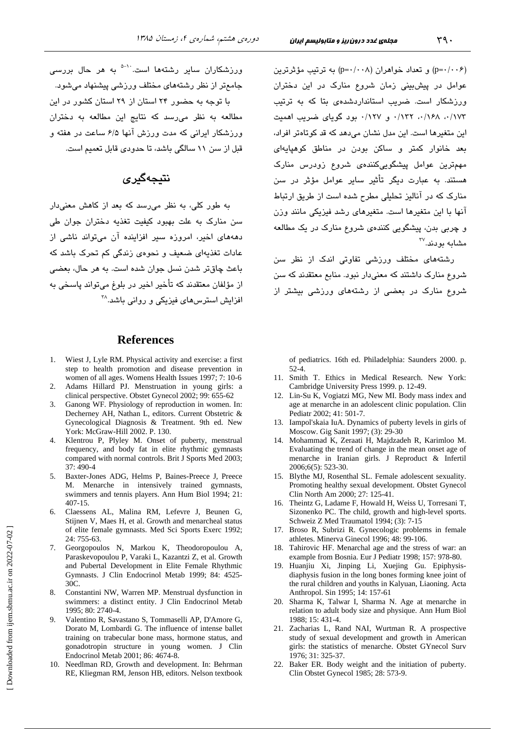(p=۰/۰۰۶) و تعداد خواهران (p=۰/۰۰۸) به ترتیب مؤثرترین عوامل در پیش‌بینی زمان شروع منارک در این دختران ورزشکار است. ضریب استانداردشده‌ی بتا که به ترتیب ۰/۱۷۳، ۰/۱۶۸، ۰/۱۳۲ و ۰/۱۲۷ بود گویای ضریب اهمیت این متغیرها است. این مدل نشان می‌دهد که قد کوتاه‌تر افراد، بعد خانوار کمتر و ساکن بودن در مناطق کوهپایه‌ای مهم‌ترین عوامل پیشگویی‌کننده‌ی شروع زودرس منارک هستند. به عبارت دیگر تأثیر سایر عوامل مؤثر در سن منارک که در آنالیز تحلیلی مطرح شده است از طریق ارتباط آنها با این متغیرها است. متغیرهای رشد فیزیکی مانند وزن و چربی بدن، پیشگویی کننده‌ی شروع منارک در یک مطالعه مشابه بودند.[۳۷]

رشته‌های مختلف ورزشی تفاوتی اندک از نظر سن شروع منارک داشتند که معنی‌دار نبود. منابع معتقدند که سن شروع منارک در بعضی از رشته‌های ورزشی بیشتر از ورزشکاران سایر رشته‌ها است.[۵-۱۰] به هر حال بررسی جامع‌تر از نظر رشته‌های مختلف ورزشی پیشنهاد می‌شود.

با توجه به حضور ۲۴ استان از ۲۹ استان کشور در این مطالعه به نظر می‌رسد که نتایج این مطالعه به دختران ورزشکار ایرانی که مدت ورزش آنها ۶/۵ ساعت در هفته و قبل از سن ۱۱ سالگی باشد، تا حدودی قابل تعمیم است.

## نتیجه‌گیری

به طور کلی، به نظر می‌رسد که بعد از کاهش معنی‌دار سن منارک به علت بهبود کیفیت تغذیه دختران جوان طی دهه‌های اخیر، امروزه سیر افزاینده آن می‌تواند ناشی از عادات تغذیه‌ای ضعیف و نحوه‌ی زندگی کم تحرک باشد که باعث چاق‌تر شدن نسل جوان شده است. به هر حال، بعضی از مؤلفان معتقدند که تأخیر اخیر در بلوغ می‌تواند پاسخی به افزایش استرس‌های فیزیکی و روانی باشد.[۳۸]

## References

1. Wiest J, Lyle RM. Physical activity and exercise: a first step to health promotion and disease prevention in women of all ages. Womens Health Issues 1997; 7: 10-6
2. Adams Hillard PJ. Menstruation in young girls: a clinical perspective. Obstet Gynecol 2002; 99: 655-62
3. Ganong WF. Physiology of reproduction in women. In: Decherney AH, Nathan L, editors. Current Obstetric & Gynecological Diagnosis & Treatment. 9th ed. New York: McGraw-Hill 2002. P. 130.
4. Klentrou P, Plyley M. Onset of puberty, menstrual frequency, and body fat in elite rhythmic gymnasts compared with normal controls. Brit J Sports Med 2003; 37: 490-4
5. Baxter-Jones ADG, Helms P, Baines-Preece J, Preece M. Menarche in intensively trained gymnasts, swimmers and tennis players. Ann Hum Biol 1994; 21: 407-15.
6. Claessens AL, Malina RM, Lefevre J, Beunen G, Stijnen V, Maes H, et al. Growth and menarcheal status of elite female gymnasts. Med Sci Sports Exerc 1992; 24: 755-63.
7. Georgopoulos N, Markou K, Theodoropoulou A, Paraskevopoulou P, Varaki L, Kazantzi Z, et al. Growth and Pubertal Development in Elite Female Rhythmic Gymnasts. J Clin Endocrinol Metab 1999; 84: 4525-30C.
8. Constantini NW, Warren MP. Menstrual dysfunction in swimmers: a distinct entity. J Clin Endocrinol Metab 1995; 80: 2740-4.
9. Valentino R, Savastano S, Tommaselli AP, D'Amore G, Dorato M, Lombardi G. The influence of intense ballet training on trabecular bone mass, hormone status, and gonadotropin structure in young women. J Clin Endocrinol Metab 2001; 86: 4674-8.
10. Needlman RD, Growth and development. In: Behrman RE, Kliegman RM, Jenson HB, editors. Nelson textbook of pediatrics. 16th ed. Philadelphia: Saunders 2000. p. 52-4.
11. Smith T. Ethics in Medical Research. New York: Cambridge University Press 1999. p. 12-49.
12. Lin-Su K, Vogiatzi MG, New MI. Body mass index and age at menarche in an adolescent clinic population. Clin Pediatr 2002; 41: 501-7.
13. Iampol'skaia IuA. Dynamics of puberty levels in girls of Moscow. Gig Sanit 1997; (3): 29-30
14. Mohammad K, Zeraati H, Majdzadeh R, Karimloo M. Evaluating the trend of change in the mean onset age of menarche in Iranian girls. J Reproduct & Infertil 2006;6(5): 523-30.
15. Blythe MJ, Rosenthal SL. Female adolescent sexuality. Promoting healthy sexual development. Obstet Gynecol Clin North Am 2000; 27: 125-41.
16. Theintz G, Ladame F, Howald H, Weiss U, Torresani T, Sizonenko PC. The child, growth and high-level sports. Schweiz Z Med Traumatol 1994; (3): 7-15
17. Broso R, Subrizi R. Gynecologic problems in female athletes. Minerva Ginecol 1996; 48: 99-106.
18. Tahirovic HF. Menarchal age and the stress of war: an example from Bosnia. Eur J Pediatr 1998; 157: 978-80.
19. Huanjiu Xi, Jinping Li, Xuejing Gu. Epiphysis-diaphysis fusion in the long bones forming knee joint of the rural children and youths in Kalyuan, Liaoning. Acta Anthropol. Sin 1995; 14: 157-61
20. Sharma K, Talwar I, Sharma N. Age at menarche in relation to adult body size and physique. Ann Hum Biol 1988; 15: 431-4.
21. Zacharias L, Rand NAI, Wurtman R. A prospective study of sexual development and growth in American girls: the statistics of menarche. Obstet GYnecol Surv 1976; 31: 325-37.
22. Baker ER. Body weight and the initiation of puberty. Clin Obstet Gynecol 1985; 28: 573-9.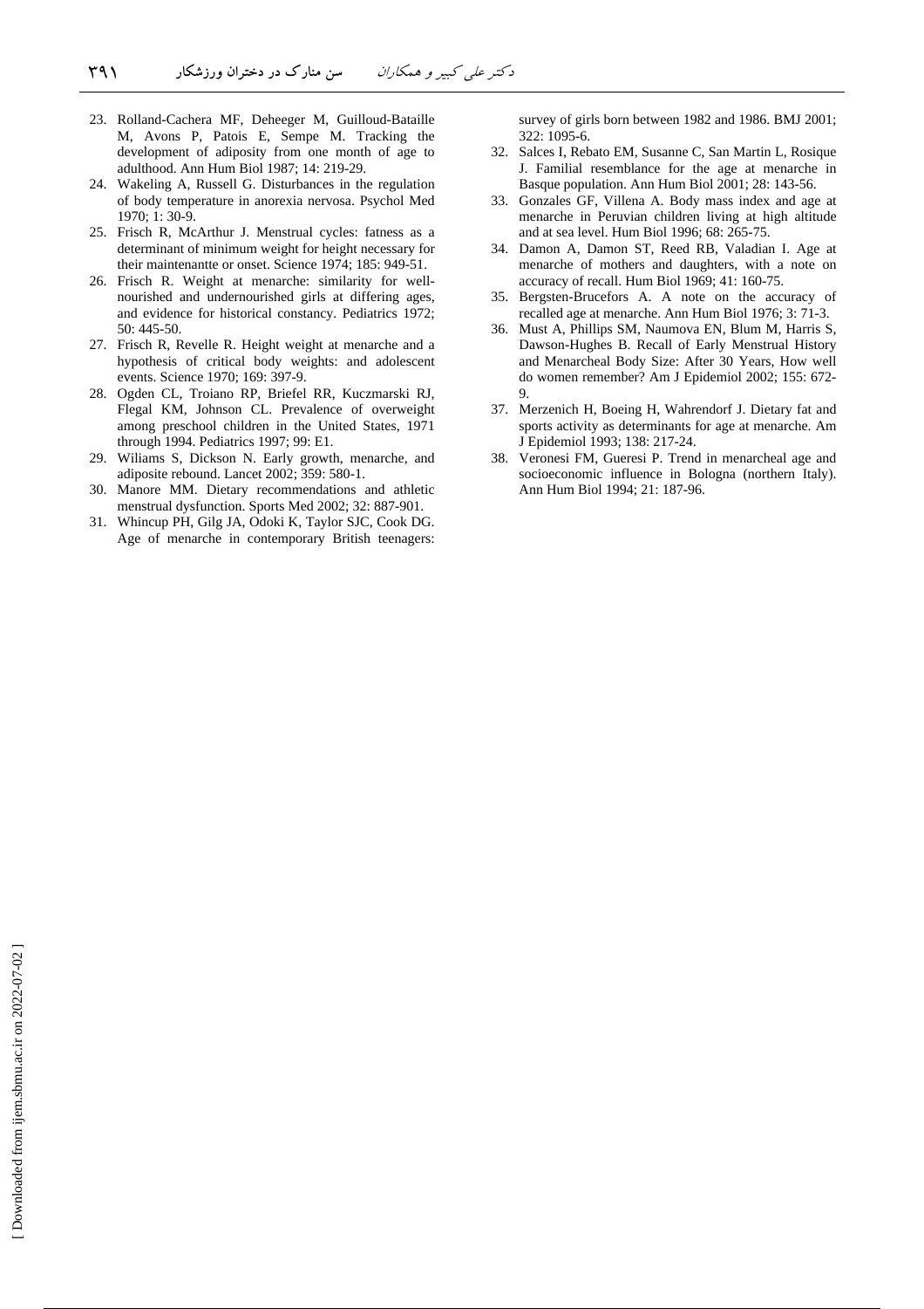23. Rolland-Cachera MF, Deheeger M, Guilloud-Bataille M, Avons P, Patois E, Sempe M. Tracking the development of adiposity from one month of age to adulthood. Ann Hum Biol 1987; 14: 219-29.
24. Wakeling A, Russell G. Disturbances in the regulation of body temperature in anorexia nervosa. Psychol Med 1970; 1: 30-9.
25. Frisch R, McArthur J. Menstrual cycles: fatness as a determinant of minimum weight for height necessary for their maintenantte or onset. Science 1974; 185: 949-51.
26. Frisch R. Weight at menarche: similarity for well-nourished and undernourished girls at differing ages, and evidence for historical constancy. Pediatrics 1972; 50: 445-50.
27. Frisch R, Revelle R. Height weight at menarche and a hypothesis of critical body weights: and adolescent events. Science 1970; 169: 397-9.
28. Ogden CL, Troiano RP, Briefel RR, Kuczmarski RJ, Flegal KM, Johnson CL. Prevalence of overweight among preschool children in the United States, 1971 through 1994. Pediatrics 1997; 99: E1.
29. Wiliams S, Dickson N. Early growth, menarche, and adiposite rebound. Lancet 2002; 359: 580-1.
30. Manore MM. Dietary recommendations and athletic menstrual dysfunction. Sports Med 2002; 32: 887-901.
31. Whincup PH, Gilg JA, Odoki K, Taylor SJC, Cook DG. Age of menarche in contemporary British teenagers: survey of girls born between 1982 and 1986. BMJ 2001; 322: 1095-6.
32. Salces I, Rebato EM, Susanne C, San Martin L, Rosique J. Familial resemblance for the age at menarche in Basque population. Ann Hum Biol 2001; 28: 143-56.
33. Gonzales GF, Villena A. Body mass index and age at menarche in Peruvian children living at high altitude and at sea level. Hum Biol 1996; 68: 265-75.
34. Damon A, Damon ST, Reed RB, Valadian I. Age at menarche of mothers and daughters, with a note on accuracy of recall. Hum Biol 1969; 41: 160-75.
35. Bergsten-Brucefors A. A note on the accuracy of recalled age at menarche. Ann Hum Biol 1976; 3: 71-3.
36. Must A, Phillips SM, Naumova EN, Blum M, Harris S, Dawson-Hughes B. Recall of Early Menstrual History and Menarcheal Body Size: After 30 Years, How well do women remember? Am J Epidemiol 2002; 155: 672-9.
37. Merzenich H, Boeing H, Wahrendorf J. Dietary fat and sports activity as determinants for age at menarche. Am J Epidemiol 1993; 138: 217-24.
38. Veronesi FM, Gueresi P. Trend in menarcheal age and socioeconomic influence in Bologna (northern Italy). Ann Hum Biol 1994; 21: 187-96.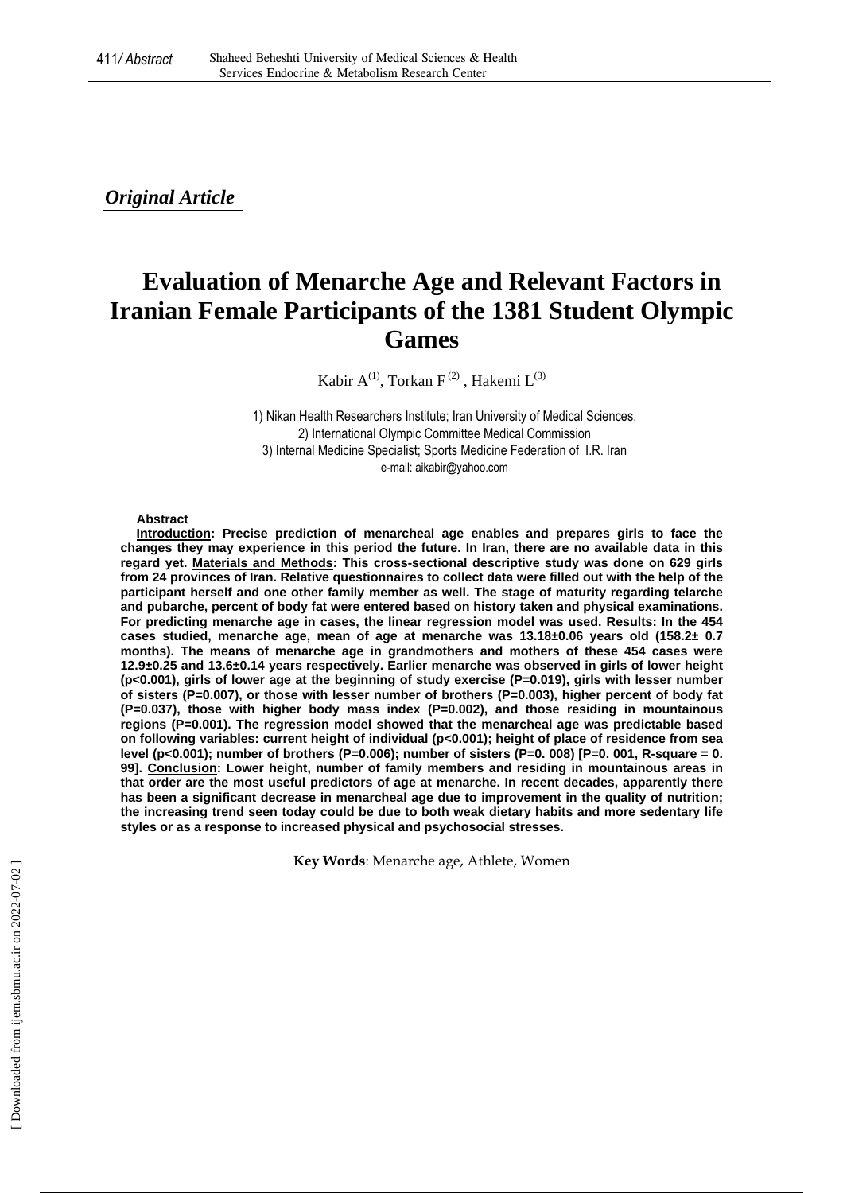*Original Article*

# Evaluation of Menarche Age and Relevant Factors in Iranian Female Participants of the 1381 Student Olympic Games

Kabir A[1], Torkan F[2], Hakemi L[3]

1) Nikan Health Researchers Institute; Iran University of Medical Sciences,
2) International Olympic Committee Medical Commission
3) Internal Medicine Specialist; Sports Medicine Federation of I.R. Iran
e-mail: aikabir@yahoo.com

**Abstract**

**Introduction: Precise prediction of menarcheal age enables and prepares girls to face the changes they may experience in this period the future. In Iran, there are no available data in this regard yet. Materials and Methods: This cross-sectional descriptive study was done on 629 girls from 24 provinces of Iran. Relative questionnaires to collect data were filled out with the help of the participant herself and one other family member as well. The stage of maturity regarding telarche and pubarche, percent of body fat were entered based on history taken and physical examinations. For predicting menarche age in cases, the linear regression model was used. Results: In the 454 cases studied, menarche age, mean of age at menarche was 13.18±0.06 years old (158.2± 0.7 months). The means of menarche age in grandmothers and mothers of these 454 cases were 12.9±0.25 and 13.6±0.14 years respectively. Earlier menarche was observed in girls of lower height (p<0.001), girls of lower age at the beginning of study exercise (P=0.019), girls with lesser number of sisters (P=0.007), or those with lesser number of brothers (P=0.003), higher percent of body fat (P=0.037), those with higher body mass index (P=0.002), and those residing in mountainous regions (P=0.001). The regression model showed that the menarcheal age was predictable based on following variables: current height of individual (p<0.001); height of place of residence from sea level (p<0.001); number of brothers (P=0.006); number of sisters (P=0. 008) [P=0. 001, R-square = 0. 99]. Conclusion: Lower height, number of family members and residing in mountainous areas in that order are the most useful predictors of age at menarche. In recent decades, apparently there has been a significant decrease in menarcheal age due to improvement in the quality of nutrition; the increasing trend seen today could be due to both weak dietary habits and more sedentary life styles or as a response to increased physical and psychosocial stresses.**

**Key Words**: Menarche age, Athlete, Women